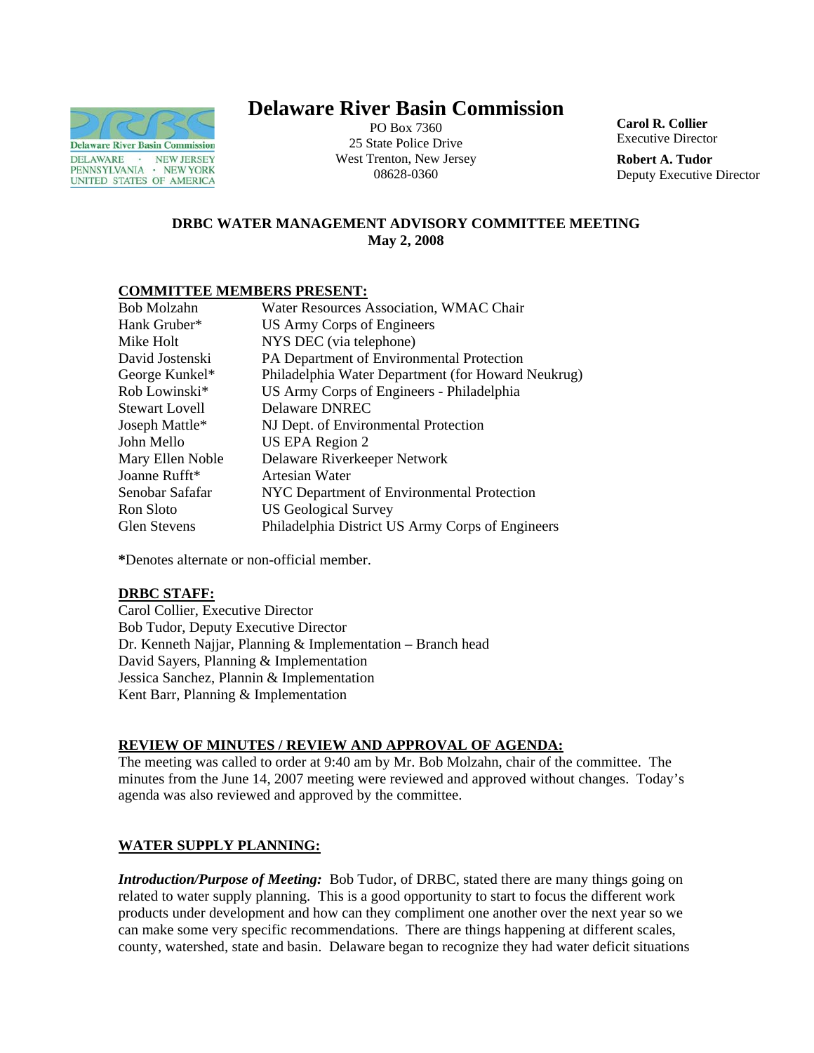# Delaware River Basin Commission

PO Box 7360
25 State Police Drive
West Trenton, New Jersey
08628-0360

**Carol R. Collier**
Executive Director

**Robert A. Tudor**
Deputy Executive Director

**DRBC WATER MANAGEMENT ADVISORY COMMITTEE MEETING**
**May 2, 2008**

## COMMITTEE MEMBERS PRESENT:

| | |
|---|---|
| Bob Molzahn | Water Resources Association, WMAC Chair |
| Hank Gruber* | US Army Corps of Engineers |
| Mike Holt | NYS DEC (via telephone) |
| David Jostenski | PA Department of Environmental Protection |
| George Kunkel* | Philadelphia Water Department (for Howard Neukrug) |
| Rob Lowinski* | US Army Corps of Engineers - Philadelphia |
| Stewart Lovell | Delaware DNREC |
| Joseph Mattle* | NJ Dept. of Environmental Protection |
| John Mello | US EPA Region 2 |
| Mary Ellen Noble | Delaware Riverkeeper Network |
| Joanne Rufft* | Artesian Water |
| Senobar Safafar | NYC Department of Environmental Protection |
| Ron Sloto | US Geological Survey |
| Glen Stevens | Philadelphia District US Army Corps of Engineers |

**\***Denotes alternate or non-official member.

## DRBC STAFF:

Carol Collier, Executive Director
Bob Tudor, Deputy Executive Director
Dr. Kenneth Najjar, Planning & Implementation – Branch head
David Sayers, Planning & Implementation
Jessica Sanchez, Plannin & Implementation
Kent Barr, Planning & Implementation

## REVIEW OF MINUTES / REVIEW AND APPROVAL OF AGENDA:

The meeting was called to order at 9:40 am by Mr. Bob Molzahn, chair of the committee. The minutes from the June 14, 2007 meeting were reviewed and approved without changes. Today's agenda was also reviewed and approved by the committee.

## WATER SUPPLY PLANNING:

***Introduction/Purpose of Meeting:*** Bob Tudor, of DRBC, stated there are many things going on related to water supply planning. This is a good opportunity to start to focus the different work products under development and how can they compliment one another over the next year so we can make some very specific recommendations. There are things happening at different scales, county, watershed, state and basin. Delaware began to recognize they had water deficit situations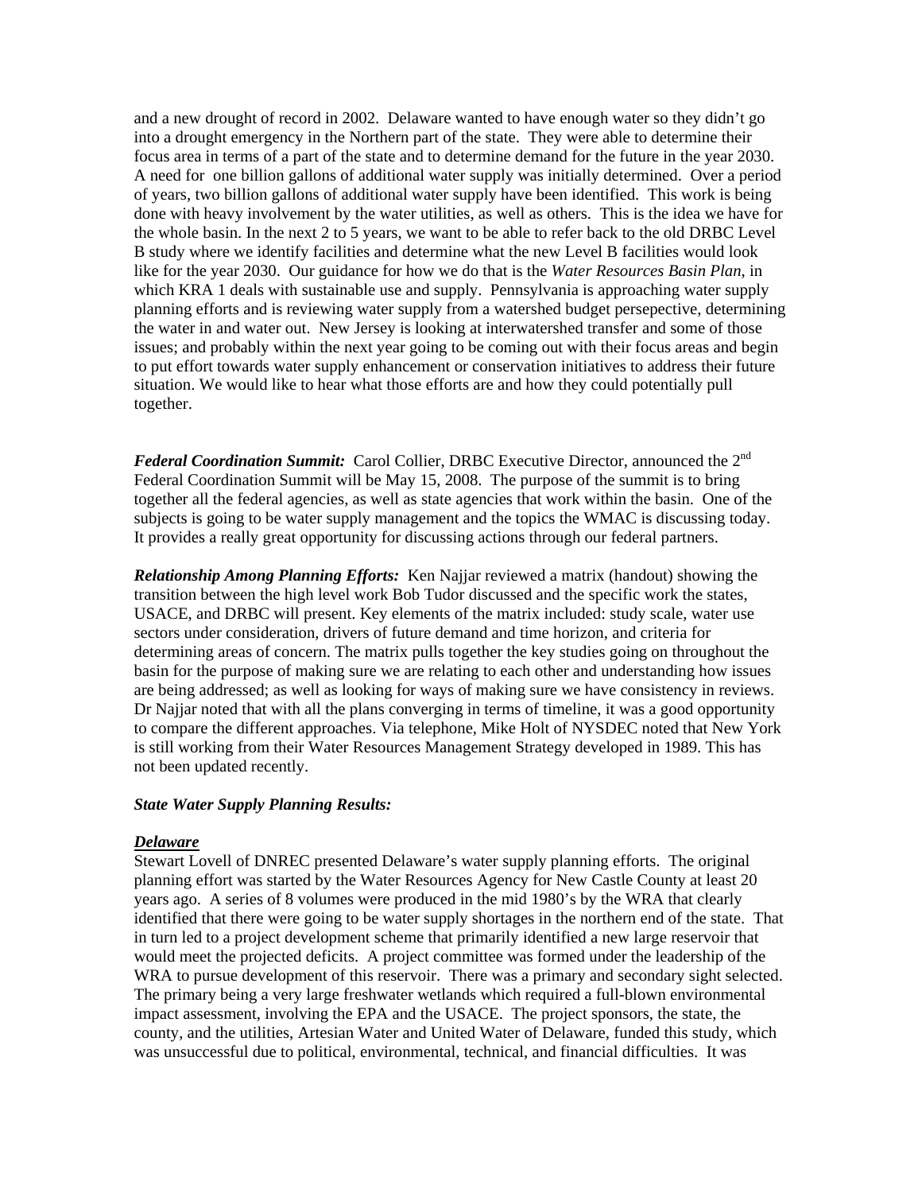and a new drought of record in 2002. Delaware wanted to have enough water so they didn't go into a drought emergency in the Northern part of the state. They were able to determine their focus area in terms of a part of the state and to determine demand for the future in the year 2030. A need for one billion gallons of additional water supply was initially determined. Over a period of years, two billion gallons of additional water supply have been identified. This work is being done with heavy involvement by the water utilities, as well as others. This is the idea we have for the whole basin. In the next 2 to 5 years, we want to be able to refer back to the old DRBC Level B study where we identify facilities and determine what the new Level B facilities would look like for the year 2030. Our guidance for how we do that is the *Water Resources Basin Plan*, in which KRA 1 deals with sustainable use and supply. Pennsylvania is approaching water supply planning efforts and is reviewing water supply from a watershed budget persepective, determining the water in and water out. New Jersey is looking at interwatershed transfer and some of those issues; and probably within the next year going to be coming out with their focus areas and begin to put effort towards water supply enhancement or conservation initiatives to address their future situation. We would like to hear what those efforts are and how they could potentially pull together.

***Federal Coordination Summit:*** Carol Collier, DRBC Executive Director, announced the 2nd Federal Coordination Summit will be May 15, 2008. The purpose of the summit is to bring together all the federal agencies, as well as state agencies that work within the basin. One of the subjects is going to be water supply management and the topics the WMAC is discussing today. It provides a really great opportunity for discussing actions through our federal partners.

***Relationship Among Planning Efforts:*** Ken Najjar reviewed a matrix (handout) showing the transition between the high level work Bob Tudor discussed and the specific work the states, USACE, and DRBC will present. Key elements of the matrix included: study scale, water use sectors under consideration, drivers of future demand and time horizon, and criteria for determining areas of concern. The matrix pulls together the key studies going on throughout the basin for the purpose of making sure we are relating to each other and understanding how issues are being addressed; as well as looking for ways of making sure we have consistency in reviews. Dr Najjar noted that with all the plans converging in terms of timeline, it was a good opportunity to compare the different approaches. Via telephone, Mike Holt of NYSDEC noted that New York is still working from their Water Resources Management Strategy developed in 1989. This has not been updated recently.

***State Water Supply Planning Results:***

***Delaware***

Stewart Lovell of DNREC presented Delaware's water supply planning efforts. The original planning effort was started by the Water Resources Agency for New Castle County at least 20 years ago. A series of 8 volumes were produced in the mid 1980's by the WRA that clearly identified that there were going to be water supply shortages in the northern end of the state. That in turn led to a project development scheme that primarily identified a new large reservoir that would meet the projected deficits. A project committee was formed under the leadership of the WRA to pursue development of this reservoir. There was a primary and secondary sight selected. The primary being a very large freshwater wetlands which required a full-blown environmental impact assessment, involving the EPA and the USACE. The project sponsors, the state, the county, and the utilities, Artesian Water and United Water of Delaware, funded this study, which was unsuccessful due to political, environmental, technical, and financial difficulties. It was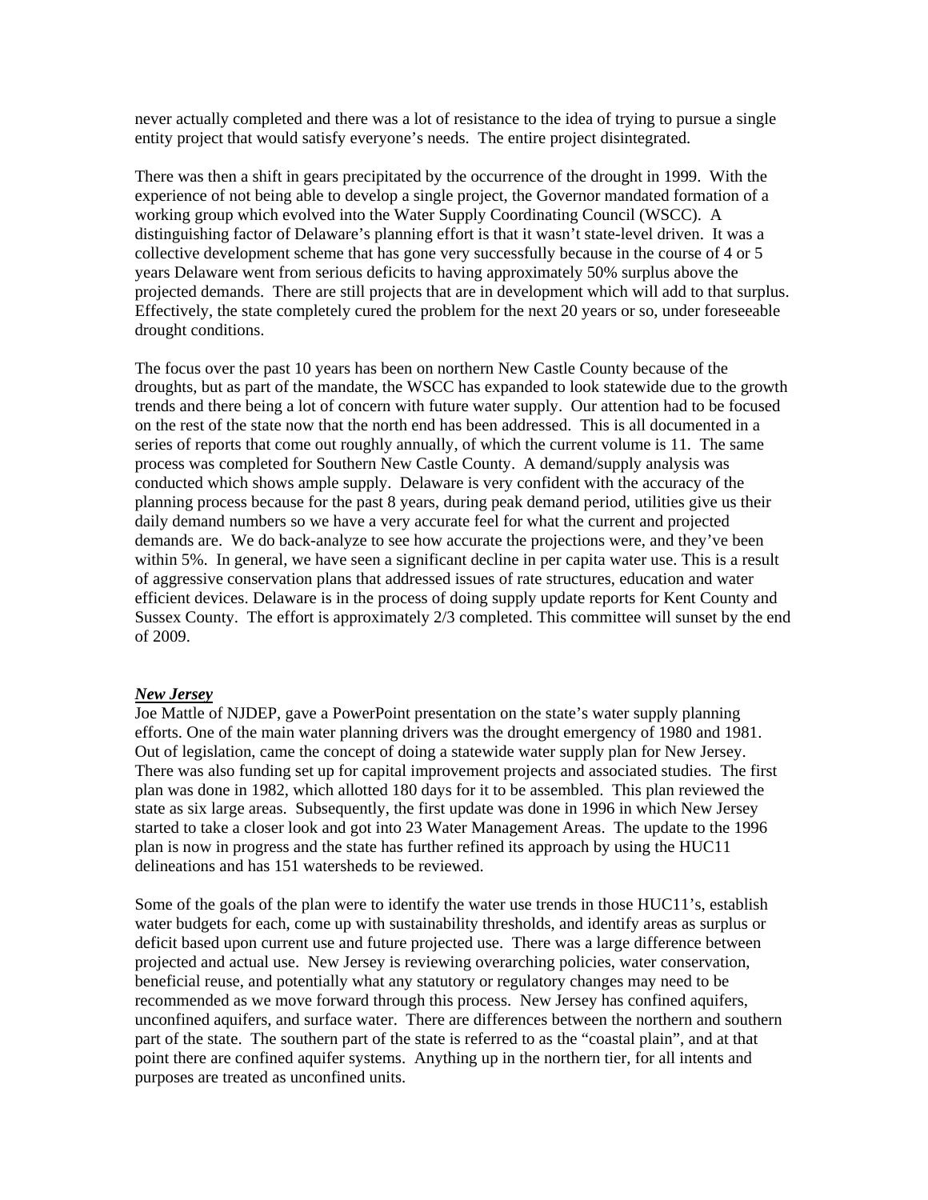never actually completed and there was a lot of resistance to the idea of trying to pursue a single entity project that would satisfy everyone's needs. The entire project disintegrated.

There was then a shift in gears precipitated by the occurrence of the drought in 1999. With the experience of not being able to develop a single project, the Governor mandated formation of a working group which evolved into the Water Supply Coordinating Council (WSCC). A distinguishing factor of Delaware's planning effort is that it wasn't state-level driven. It was a collective development scheme that has gone very successfully because in the course of 4 or 5 years Delaware went from serious deficits to having approximately 50% surplus above the projected demands. There are still projects that are in development which will add to that surplus. Effectively, the state completely cured the problem for the next 20 years or so, under foreseeable drought conditions.

The focus over the past 10 years has been on northern New Castle County because of the droughts, but as part of the mandate, the WSCC has expanded to look statewide due to the growth trends and there being a lot of concern with future water supply. Our attention had to be focused on the rest of the state now that the north end has been addressed. This is all documented in a series of reports that come out roughly annually, of which the current volume is 11. The same process was completed for Southern New Castle County. A demand/supply analysis was conducted which shows ample supply. Delaware is very confident with the accuracy of the planning process because for the past 8 years, during peak demand period, utilities give us their daily demand numbers so we have a very accurate feel for what the current and projected demands are. We do back-analyze to see how accurate the projections were, and they've been within 5%. In general, we have seen a significant decline in per capita water use. This is a result of aggressive conservation plans that addressed issues of rate structures, education and water efficient devices. Delaware is in the process of doing supply update reports for Kent County and Sussex County. The effort is approximately 2/3 completed. This committee will sunset by the end of 2009.

***New Jersey***

Joe Mattle of NJDEP, gave a PowerPoint presentation on the state's water supply planning efforts. One of the main water planning drivers was the drought emergency of 1980 and 1981. Out of legislation, came the concept of doing a statewide water supply plan for New Jersey. There was also funding set up for capital improvement projects and associated studies. The first plan was done in 1982, which allotted 180 days for it to be assembled. This plan reviewed the state as six large areas. Subsequently, the first update was done in 1996 in which New Jersey started to take a closer look and got into 23 Water Management Areas. The update to the 1996 plan is now in progress and the state has further refined its approach by using the HUC11 delineations and has 151 watersheds to be reviewed.

Some of the goals of the plan were to identify the water use trends in those HUC11's, establish water budgets for each, come up with sustainability thresholds, and identify areas as surplus or deficit based upon current use and future projected use. There was a large difference between projected and actual use. New Jersey is reviewing overarching policies, water conservation, beneficial reuse, and potentially what any statutory or regulatory changes may need to be recommended as we move forward through this process. New Jersey has confined aquifers, unconfined aquifers, and surface water. There are differences between the northern and southern part of the state. The southern part of the state is referred to as the "coastal plain", and at that point there are confined aquifer systems. Anything up in the northern tier, for all intents and purposes are treated as unconfined units.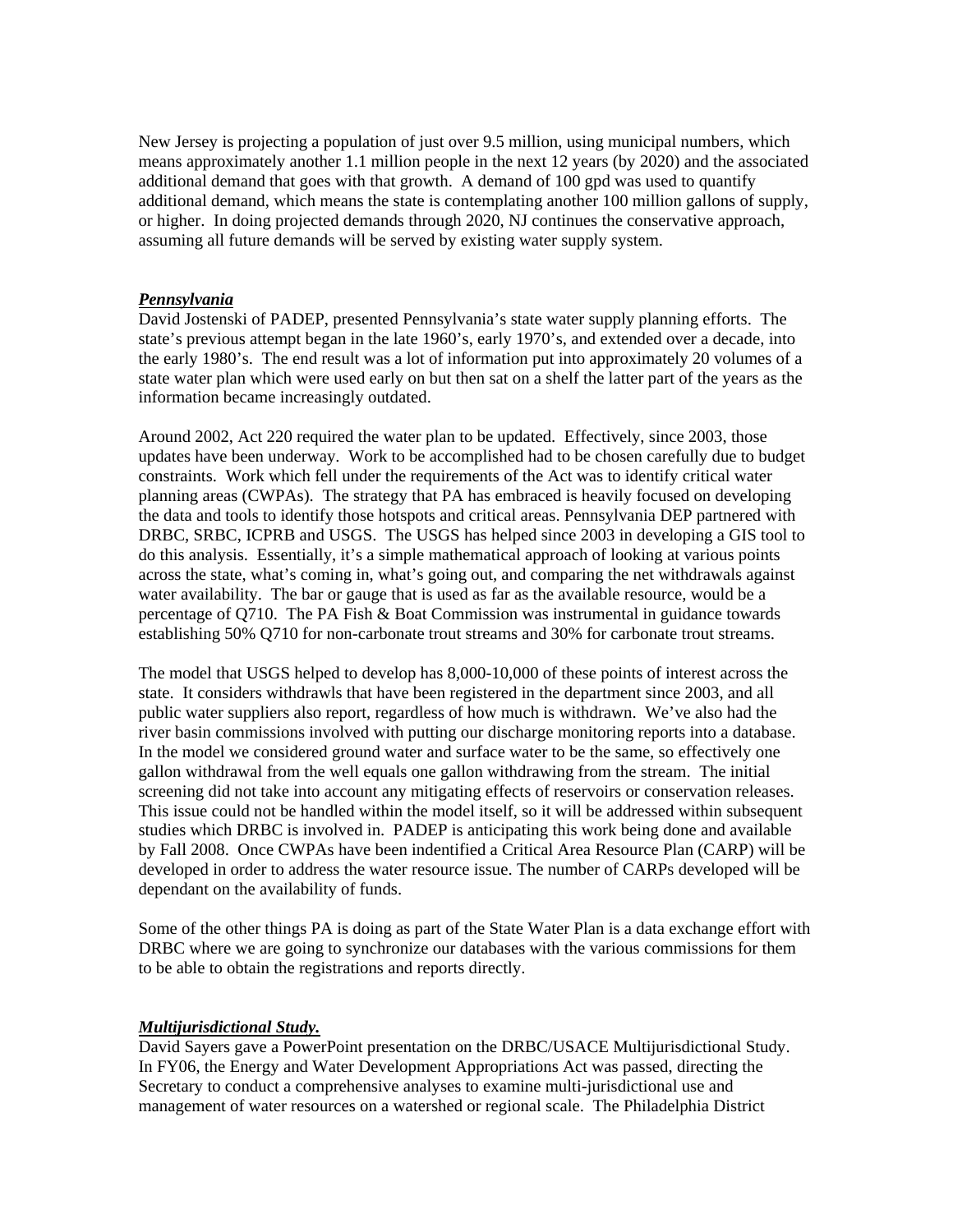New Jersey is projecting a population of just over 9.5 million, using municipal numbers, which means approximately another 1.1 million people in the next 12 years (by 2020) and the associated additional demand that goes with that growth. A demand of 100 gpd was used to quantify additional demand, which means the state is contemplating another 100 million gallons of supply, or higher. In doing projected demands through 2020, NJ continues the conservative approach, assuming all future demands will be served by existing water supply system.

***Pennsylvania***

David Jostenski of PADEP, presented Pennsylvania's state water supply planning efforts. The state's previous attempt began in the late 1960's, early 1970's, and extended over a decade, into the early 1980's. The end result was a lot of information put into approximately 20 volumes of a state water plan which were used early on but then sat on a shelf the latter part of the years as the information became increasingly outdated.

Around 2002, Act 220 required the water plan to be updated. Effectively, since 2003, those updates have been underway. Work to be accomplished had to be chosen carefully due to budget constraints. Work which fell under the requirements of the Act was to identify critical water planning areas (CWPAs). The strategy that PA has embraced is heavily focused on developing the data and tools to identify those hotspots and critical areas. Pennsylvania DEP partnered with DRBC, SRBC, ICPRB and USGS. The USGS has helped since 2003 in developing a GIS tool to do this analysis. Essentially, it's a simple mathematical approach of looking at various points across the state, what's coming in, what's going out, and comparing the net withdrawals against water availability. The bar or gauge that is used as far as the available resource, would be a percentage of Q710. The PA Fish & Boat Commission was instrumental in guidance towards establishing 50% Q710 for non-carbonate trout streams and 30% for carbonate trout streams.

The model that USGS helped to develop has 8,000-10,000 of these points of interest across the state. It considers withdrawls that have been registered in the department since 2003, and all public water suppliers also report, regardless of how much is withdrawn. We've also had the river basin commissions involved with putting our discharge monitoring reports into a database. In the model we considered ground water and surface water to be the same, so effectively one gallon withdrawal from the well equals one gallon withdrawing from the stream. The initial screening did not take into account any mitigating effects of reservoirs or conservation releases. This issue could not be handled within the model itself, so it will be addressed within subsequent studies which DRBC is involved in. PADEP is anticipating this work being done and available by Fall 2008. Once CWPAs have been indentified a Critical Area Resource Plan (CARP) will be developed in order to address the water resource issue. The number of CARPs developed will be dependant on the availability of funds.

Some of the other things PA is doing as part of the State Water Plan is a data exchange effort with DRBC where we are going to synchronize our databases with the various commissions for them to be able to obtain the registrations and reports directly.

***Multijurisdictional Study.***

David Sayers gave a PowerPoint presentation on the DRBC/USACE Multijurisdictional Study. In FY06, the Energy and Water Development Appropriations Act was passed, directing the Secretary to conduct a comprehensive analyses to examine multi-jurisdictional use and management of water resources on a watershed or regional scale. The Philadelphia District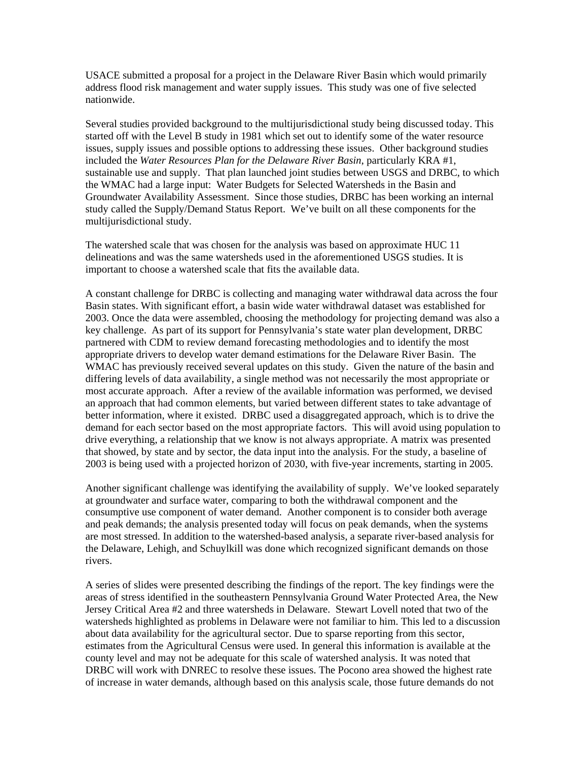USACE submitted a proposal for a project in the Delaware River Basin which would primarily address flood risk management and water supply issues. This study was one of five selected nationwide.

Several studies provided background to the multijurisdictional study being discussed today. This started off with the Level B study in 1981 which set out to identify some of the water resource issues, supply issues and possible options to addressing these issues. Other background studies included the *Water Resources Plan for the Delaware River Basin*, particularly KRA #1, sustainable use and supply. That plan launched joint studies between USGS and DRBC, to which the WMAC had a large input: Water Budgets for Selected Watersheds in the Basin and Groundwater Availability Assessment. Since those studies, DRBC has been working an internal study called the Supply/Demand Status Report. We've built on all these components for the multijurisdictional study.

The watershed scale that was chosen for the analysis was based on approximate HUC 11 delineations and was the same watersheds used in the aforementioned USGS studies. It is important to choose a watershed scale that fits the available data.

A constant challenge for DRBC is collecting and managing water withdrawal data across the four Basin states. With significant effort, a basin wide water withdrawal dataset was established for 2003. Once the data were assembled, choosing the methodology for projecting demand was also a key challenge. As part of its support for Pennsylvania's state water plan development, DRBC partnered with CDM to review demand forecasting methodologies and to identify the most appropriate drivers to develop water demand estimations for the Delaware River Basin. The WMAC has previously received several updates on this study. Given the nature of the basin and differing levels of data availability, a single method was not necessarily the most appropriate or most accurate approach. After a review of the available information was performed, we devised an approach that had common elements, but varied between different states to take advantage of better information, where it existed. DRBC used a disaggregated approach, which is to drive the demand for each sector based on the most appropriate factors. This will avoid using population to drive everything, a relationship that we know is not always appropriate. A matrix was presented that showed, by state and by sector, the data input into the analysis. For the study, a baseline of 2003 is being used with a projected horizon of 2030, with five-year increments, starting in 2005.

Another significant challenge was identifying the availability of supply. We've looked separately at groundwater and surface water, comparing to both the withdrawal component and the consumptive use component of water demand. Another component is to consider both average and peak demands; the analysis presented today will focus on peak demands, when the systems are most stressed. In addition to the watershed-based analysis, a separate river-based analysis for the Delaware, Lehigh, and Schuylkill was done which recognized significant demands on those rivers.

A series of slides were presented describing the findings of the report. The key findings were the areas of stress identified in the southeastern Pennsylvania Ground Water Protected Area, the New Jersey Critical Area #2 and three watersheds in Delaware. Stewart Lovell noted that two of the watersheds highlighted as problems in Delaware were not familiar to him. This led to a discussion about data availability for the agricultural sector. Due to sparse reporting from this sector, estimates from the Agricultural Census were used. In general this information is available at the county level and may not be adequate for this scale of watershed analysis. It was noted that DRBC will work with DNREC to resolve these issues. The Pocono area showed the highest rate of increase in water demands, although based on this analysis scale, those future demands do not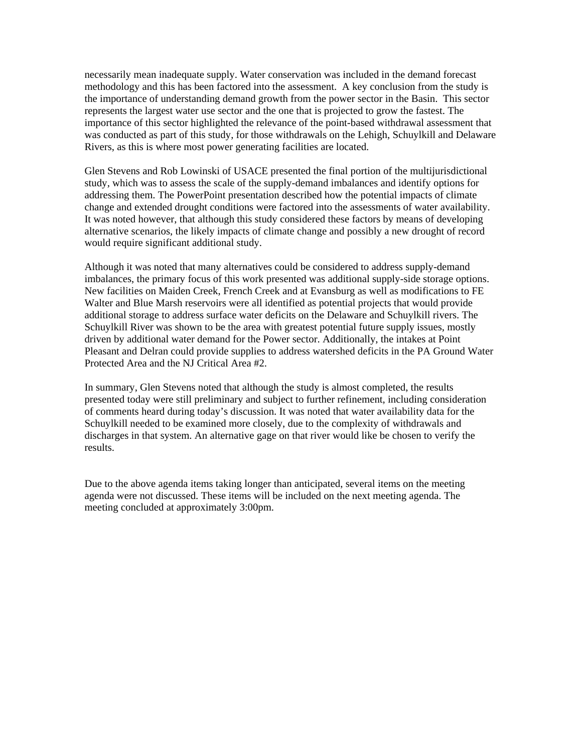necessarily mean inadequate supply. Water conservation was included in the demand forecast methodology and this has been factored into the assessment. A key conclusion from the study is the importance of understanding demand growth from the power sector in the Basin. This sector represents the largest water use sector and the one that is projected to grow the fastest. The importance of this sector highlighted the relevance of the point-based withdrawal assessment that was conducted as part of this study, for those withdrawals on the Lehigh, Schuylkill and Delaware Rivers, as this is where most power generating facilities are located.

Glen Stevens and Rob Lowinski of USACE presented the final portion of the multijurisdictional study, which was to assess the scale of the supply-demand imbalances and identify options for addressing them. The PowerPoint presentation described how the potential impacts of climate change and extended drought conditions were factored into the assessments of water availability. It was noted however, that although this study considered these factors by means of developing alternative scenarios, the likely impacts of climate change and possibly a new drought of record would require significant additional study.

Although it was noted that many alternatives could be considered to address supply-demand imbalances, the primary focus of this work presented was additional supply-side storage options. New facilities on Maiden Creek, French Creek and at Evansburg as well as modifications to FE Walter and Blue Marsh reservoirs were all identified as potential projects that would provide additional storage to address surface water deficits on the Delaware and Schuylkill rivers. The Schuylkill River was shown to be the area with greatest potential future supply issues, mostly driven by additional water demand for the Power sector. Additionally, the intakes at Point Pleasant and Delran could provide supplies to address watershed deficits in the PA Ground Water Protected Area and the NJ Critical Area #2.

In summary, Glen Stevens noted that although the study is almost completed, the results presented today were still preliminary and subject to further refinement, including consideration of comments heard during today's discussion. It was noted that water availability data for the Schuylkill needed to be examined more closely, due to the complexity of withdrawals and discharges in that system. An alternative gage on that river would like be chosen to verify the results.

Due to the above agenda items taking longer than anticipated, several items on the meeting agenda were not discussed. These items will be included on the next meeting agenda. The meeting concluded at approximately 3:00pm.